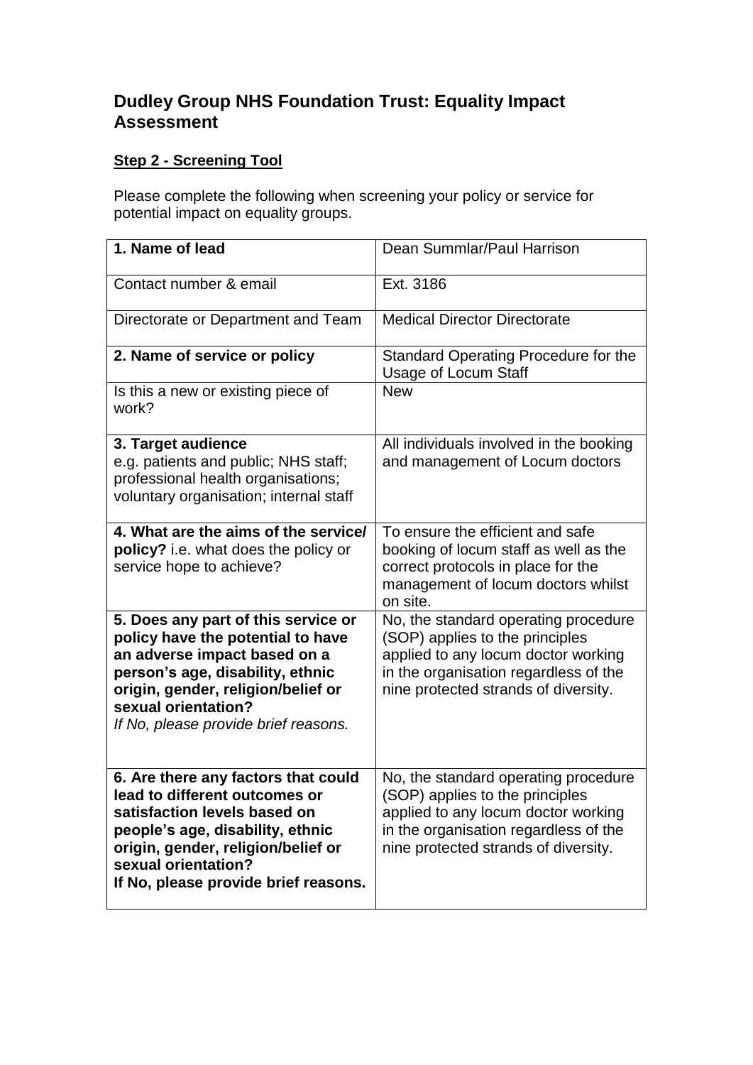# Dudley Group NHS Foundation Trust: Equality Impact Assessment

**Step 2 - Screening Tool**

Please complete the following when screening your policy or service for potential impact on equality groups.

| | |
|---|---|
| **1. Name of lead** | Dean Summlar/Paul Harrison |
| Contact number & email | Ext. 3186 |
| Directorate or Department and Team | Medical Director Directorate |
| **2. Name of service or policy** | Standard Operating Procedure for the Usage of Locum Staff |
| Is this a new or existing piece of work? | New |
| **3. Target audience** e.g. patients and public; NHS staff; professional health organisations; voluntary organisation; internal staff | All individuals involved in the booking and management of Locum doctors |
| **4. What are the aims of the service/ policy?** i.e. what does the policy or service hope to achieve? | To ensure the efficient and safe booking of locum staff as well as the correct protocols in place for the management of locum doctors whilst on site. |
| **5. Does any part of this service or policy have the potential to have an adverse impact based on a person's age, disability, ethnic origin, gender, religion/belief or sexual orientation?** *If No, please provide brief reasons.* | No, the standard operating procedure (SOP) applies to the principles applied to any locum doctor working in the organisation regardless of the nine protected strands of diversity. |
| **6. Are there any factors that could lead to different outcomes or satisfaction levels based on people's age, disability, ethnic origin, gender, religion/belief or sexual orientation? If No, please provide brief reasons.** | No, the standard operating procedure (SOP) applies to the principles applied to any locum doctor working in the organisation regardless of the nine protected strands of diversity. |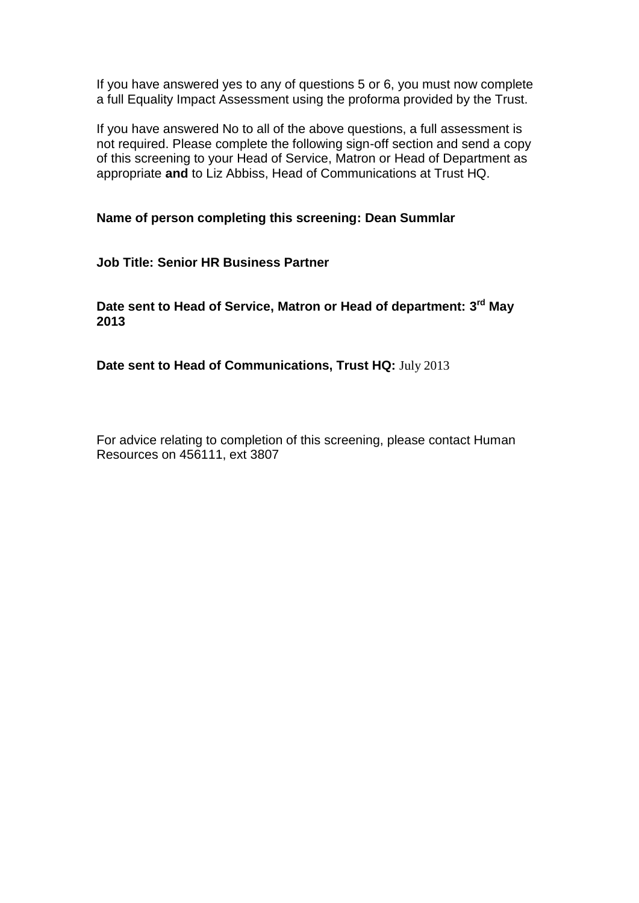If you have answered yes to any of questions 5 or 6, you must now complete a full Equality Impact Assessment using the proforma provided by the Trust.

If you have answered No to all of the above questions, a full assessment is not required. Please complete the following sign-off section and send a copy of this screening to your Head of Service, Matron or Head of Department as appropriate **and** to Liz Abbiss, Head of Communications at Trust HQ.

**Name of person completing this screening: Dean Summlar**

**Job Title: Senior HR Business Partner**

**Date sent to Head of Service, Matron or Head of department: 3rd May 2013**

**Date sent to Head of Communications, Trust HQ:** July 2013

For advice relating to completion of this screening, please contact Human Resources on 456111, ext 3807